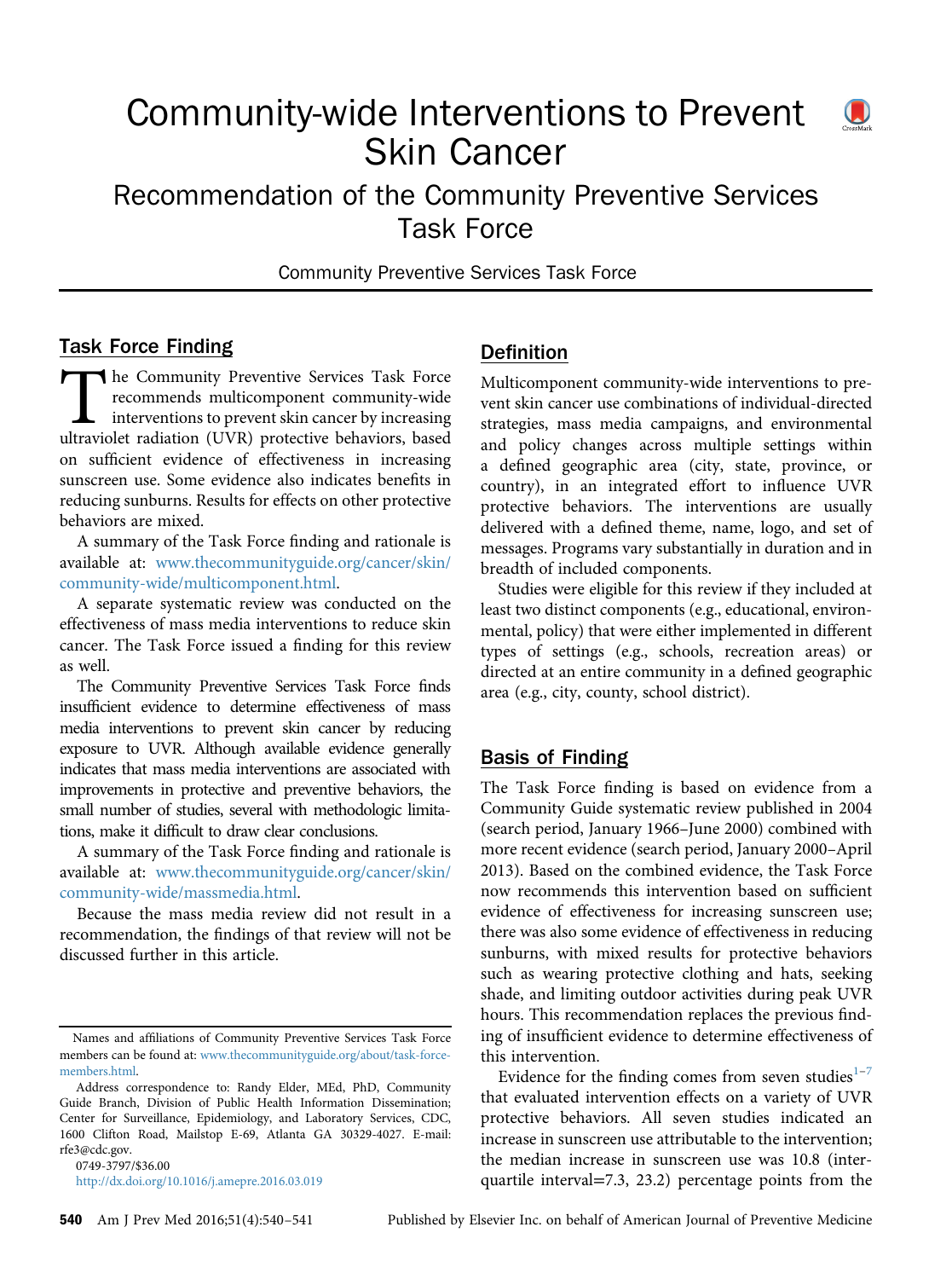# Community-wide Interventions to Prevent Skin Cancer

## Recommendation of the Community Preventive Services Task Force

Community Preventive Services Task Force

## Task Force Finding

The Community Preventive Services Task Force recommends multicomponent community-wide interventions to prevent skin cancer by increasing ultraviolet radiation (UVR) protective behaviors, based on sufficient evidence of effectiveness in increasing sunscreen use. Some evidence also indicates benefits in reducing sunburns. Results for effects on other protective behaviors are mixed.

A summary of the Task Force finding and rationale is available at: www.thecommunityguide.org/cancer/skin/community-wide/multicomponent.html.

A separate systematic review was conducted on the effectiveness of mass media interventions to reduce skin cancer. The Task Force issued a finding for this review as well.

The Community Preventive Services Task Force finds insufficient evidence to determine effectiveness of mass media interventions to prevent skin cancer by reducing exposure to UVR. Although available evidence generally indicates that mass media interventions are associated with improvements in protective and preventive behaviors, the small number of studies, several with methodologic limitations, make it difficult to draw clear conclusions.

A summary of the Task Force finding and rationale is available at: www.thecommunityguide.org/cancer/skin/community-wide/massmedia.html.

Because the mass media review did not result in a recommendation, the findings of that review will not be discussed further in this article.

Names and affiliations of Community Preventive Services Task Force members can be found at: www.thecommunityguide.org/about/task-force-members.html.

Address correspondence to: Randy Elder, MEd, PhD, Community Guide Branch, Division of Public Health Information Dissemination; Center for Surveillance, Epidemiology, and Laboratory Services, CDC, 1600 Clifton Road, Mailstop E-69, Atlanta GA 30329-4027. E-mail: rfe3@cdc.gov.

0749-3797/$36.00

http://dx.doi.org/10.1016/j.amepre.2016.03.019

## Definition

Multicomponent community-wide interventions to prevent skin cancer use combinations of individual-directed strategies, mass media campaigns, and environmental and policy changes across multiple settings within a defined geographic area (city, state, province, or country), in an integrated effort to influence UVR protective behaviors. The interventions are usually delivered with a defined theme, name, logo, and set of messages. Programs vary substantially in duration and in breadth of included components.

Studies were eligible for this review if they included at least two distinct components (e.g., educational, environmental, policy) that were either implemented in different types of settings (e.g., schools, recreation areas) or directed at an entire community in a defined geographic area (e.g., city, county, school district).

## Basis of Finding

The Task Force finding is based on evidence from a Community Guide systematic review published in 2004 (search period, January 1966–June 2000) combined with more recent evidence (search period, January 2000–April 2013). Based on the combined evidence, the Task Force now recommends this intervention based on sufficient evidence of effectiveness for increasing sunscreen use; there was also some evidence of effectiveness in reducing sunburns, with mixed results for protective behaviors such as wearing protective clothing and hats, seeking shade, and limiting outdoor activities during peak UVR hours. This recommendation replaces the previous finding of insufficient evidence to determine effectiveness of this intervention.

Evidence for the finding comes from seven studies[1–7] that evaluated intervention effects on a variety of UVR protective behaviors. All seven studies indicated an increase in sunscreen use attributable to the intervention; the median increase in sunscreen use was 10.8 (interquartile interval=7.3, 23.2) percentage points from the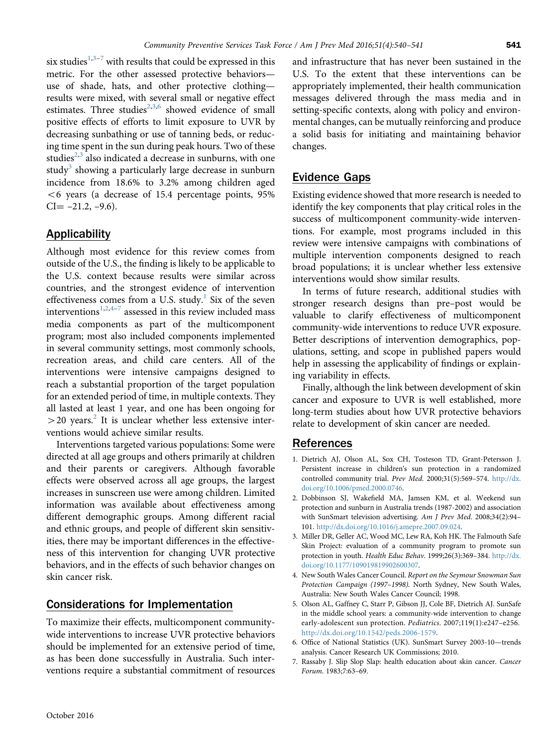six studies[1,3–7] with results that could be expressed in this metric. For the other assessed protective behaviors—use of shade, hats, and other protective clothing—results were mixed, with several small or negative effect estimates. Three studies[2,3,6] showed evidence of small positive effects of efforts to limit exposure to UVR by decreasing sunbathing or use of tanning beds, or reducing time spent in the sun during peak hours. Two of these studies[2,3] also indicated a decrease in sunburns, with one study[3] showing a particularly large decrease in sunburn incidence from 18.6% to 3.2% among children aged <6 years (a decrease of 15.4 percentage points, 95% CI= –21.2, –9.6).

## Applicability

Although most evidence for this review comes from outside of the U.S., the finding is likely to be applicable to the U.S. context because results were similar across countries, and the strongest evidence of intervention effectiveness comes from a U.S. study.[1] Six of the seven interventions[1,2,4–7] assessed in this review included mass media components as part of the multicomponent program; most also included components implemented in several community settings, most commonly schools, recreation areas, and child care centers. All of the interventions were intensive campaigns designed to reach a substantial proportion of the target population for an extended period of time, in multiple contexts. They all lasted at least 1 year, and one has been ongoing for >20 years.[2] It is unclear whether less extensive interventions would achieve similar results.

Interventions targeted various populations: Some were directed at all age groups and others primarily at children and their parents or caregivers. Although favorable effects were observed across all age groups, the largest increases in sunscreen use were among children. Limited information was available about effectiveness among different demographic groups. Among different racial and ethnic groups, and people of different skin sensitivities, there may be important differences in the effectiveness of this intervention for changing UVR protective behaviors, and in the effects of such behavior changes on skin cancer risk.

## Considerations for Implementation

To maximize their effects, multicomponent community-wide interventions to increase UVR protective behaviors should be implemented for an extensive period of time, as has been done successfully in Australia. Such interventions require a substantial commitment of resources and infrastructure that has never been sustained in the U.S. To the extent that these interventions can be appropriately implemented, their health communication messages delivered through the mass media and in setting-specific contexts, along with policy and environmental changes, can be mutually reinforcing and produce a solid basis for initiating and maintaining behavior changes.

## Evidence Gaps

Existing evidence showed that more research is needed to identify the key components that play critical roles in the success of multicomponent community-wide interventions. For example, most programs included in this review were intensive campaigns with combinations of multiple intervention components designed to reach broad populations; it is unclear whether less extensive interventions would show similar results.

In terms of future research, additional studies with stronger research designs than pre–post would be valuable to clarify effectiveness of multicomponent community-wide interventions to reduce UVR exposure. Better descriptions of intervention demographics, populations, setting, and scope in published papers would help in assessing the applicability of findings or explaining variability in effects.

Finally, although the link between development of skin cancer and exposure to UVR is well established, more long-term studies about how UVR protective behaviors relate to development of skin cancer are needed.

## References

1. Dietrich AJ, Olson AL, Sox CH, Tosteson TD, Grant-Petersson J. Persistent increase in children's sun protection in a randomized controlled community trial. *Prev Med*. 2000;31(5):569–574. http://dx.doi.org/10.1006/pmed.2000.0746.
2. Dobbinson SJ, Wakefield MA, Jamsen KM, et al. Weekend sun protection and sunburn in Australia trends (1987-2002) and association with SunSmart television advertising. *Am J Prev Med*. 2008;34(2):94–101. http://dx.doi.org/10.1016/j.amepre.2007.09.024.
3. Miller DR, Geller AC, Wood MC, Lew RA, Koh HK. The Falmouth Safe Skin Project: evaluation of a community program to promote sun protection in youth. *Health Educ Behav*. 1999;26(3):369–384. http://dx.doi.org/10.1177/109019819902600307.
4. New South Wales Cancer Council. *Report on the Seymour Snowman Sun Protection Campaign (1997–1998)*. North Sydney, New South Wales, Australia: New South Wales Cancer Council; 1998.
5. Olson AL, Gaffney C, Starr P, Gibson JJ, Cole BF, Dietrich AJ. SunSafe in the middle school years: a community-wide intervention to change early-adolescent sun protection. *Pediatrics*. 2007;119(1):e247–e256. http://dx.doi.org/10.1542/peds.2006-1579.
6. Office of National Statistics (UK). SunSmart Survey 2003-10—trends analysis. Cancer Research UK Commissions; 2010.
7. Rassaby J. Slip Slop Slap: health education about skin cancer. *Cancer Forum*. 1983;7:63–69.